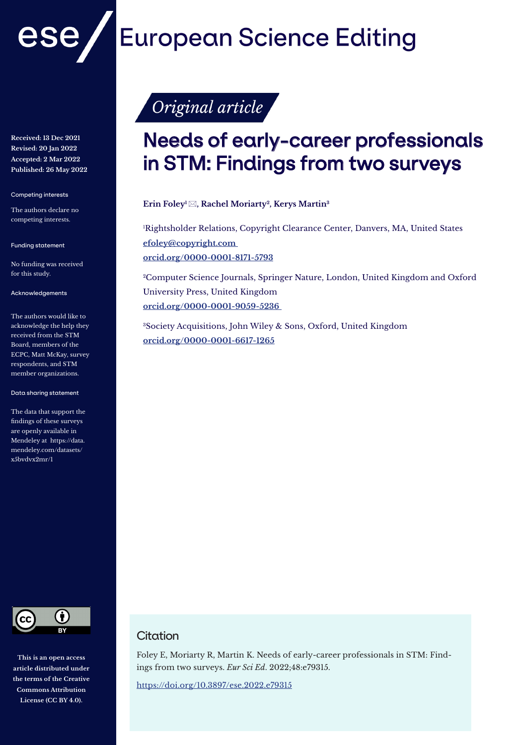# European Science Editing

*Original article*

# Needs of early-career professionals in STM: Findings from two surveys

**Erin Foley[1] ✉, Rachel Moriarty[2], Kerys Martin[3]**

[1]Rightsholder Relations, Copyright Clearance Center, Danvers, MA, United States
efoley@copyright.com
orcid.org/0000-0001-8171-5793

[2]Computer Science Journals, Springer Nature, London, United Kingdom and Oxford University Press, United Kingdom
orcid.org/0000-0001-9059-5236

[3]Society Acquisitions, John Wiley & Sons, Oxford, United Kingdom
orcid.org/0000-0001-6617-1265

**Received: 13 Dec 2021**
**Revised: 20 Jan 2022**
**Accepted: 2 Mar 2022**
**Published: 26 May 2022**

Competing interests

The authors declare no competing interests.

Funding statement

No funding was received for this study.

Acknowledgements

The authors would like to acknowledge the help they received from the STM Board, members of the ECPC, Matt McKay, survey respondents, and STM member organizations.

Data sharing statement

The data that support the findings of these surveys are openly available in Mendeley at https://data.mendeley.com/datasets/x5bvdvx2mr/1

**This is an open access article distributed under the terms of the Creative Commons Attribution License (CC BY 4.0).**

## Citation

Foley E, Moriarty R, Martin K. Needs of early-career professionals in STM: Findings from two surveys. *Eur Sci Ed*. 2022;48:e79315.

https://doi.org/10.3897/ese.2022.e79315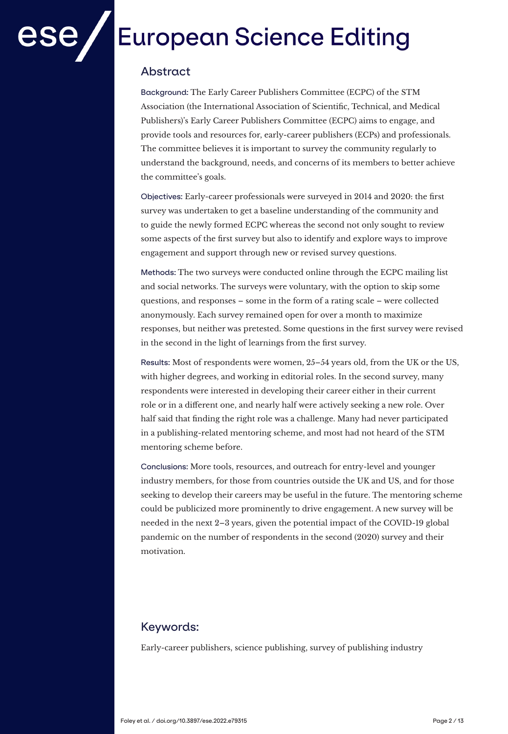## Abstract

**Background:** The Early Career Publishers Committee (ECPC) of the STM Association (the International Association of Scientific, Technical, and Medical Publishers)'s Early Career Publishers Committee (ECPC) aims to engage, and provide tools and resources for, early-career publishers (ECPs) and professionals. The committee believes it is important to survey the community regularly to understand the background, needs, and concerns of its members to better achieve the committee's goals.

**Objectives:** Early-career professionals were surveyed in 2014 and 2020: the first survey was undertaken to get a baseline understanding of the community and to guide the newly formed ECPC whereas the second not only sought to review some aspects of the first survey but also to identify and explore ways to improve engagement and support through new or revised survey questions.

**Methods:** The two surveys were conducted online through the ECPC mailing list and social networks. The surveys were voluntary, with the option to skip some questions, and responses – some in the form of a rating scale – were collected anonymously. Each survey remained open for over a month to maximize responses, but neither was pretested. Some questions in the first survey were revised in the second in the light of learnings from the first survey.

**Results:** Most of respondents were women, 25–54 years old, from the UK or the US, with higher degrees, and working in editorial roles. In the second survey, many respondents were interested in developing their career either in their current role or in a different one, and nearly half were actively seeking a new role. Over half said that finding the right role was a challenge. Many had never participated in a publishing-related mentoring scheme, and most had not heard of the STM mentoring scheme before.

**Conclusions:** More tools, resources, and outreach for entry-level and younger industry members, for those from countries outside the UK and US, and for those seeking to develop their careers may be useful in the future. The mentoring scheme could be publicized more prominently to drive engagement. A new survey will be needed in the next 2–3 years, given the potential impact of the COVID-19 global pandemic on the number of respondents in the second (2020) survey and their motivation.

## Keywords:

Early-career publishers, science publishing, survey of publishing industry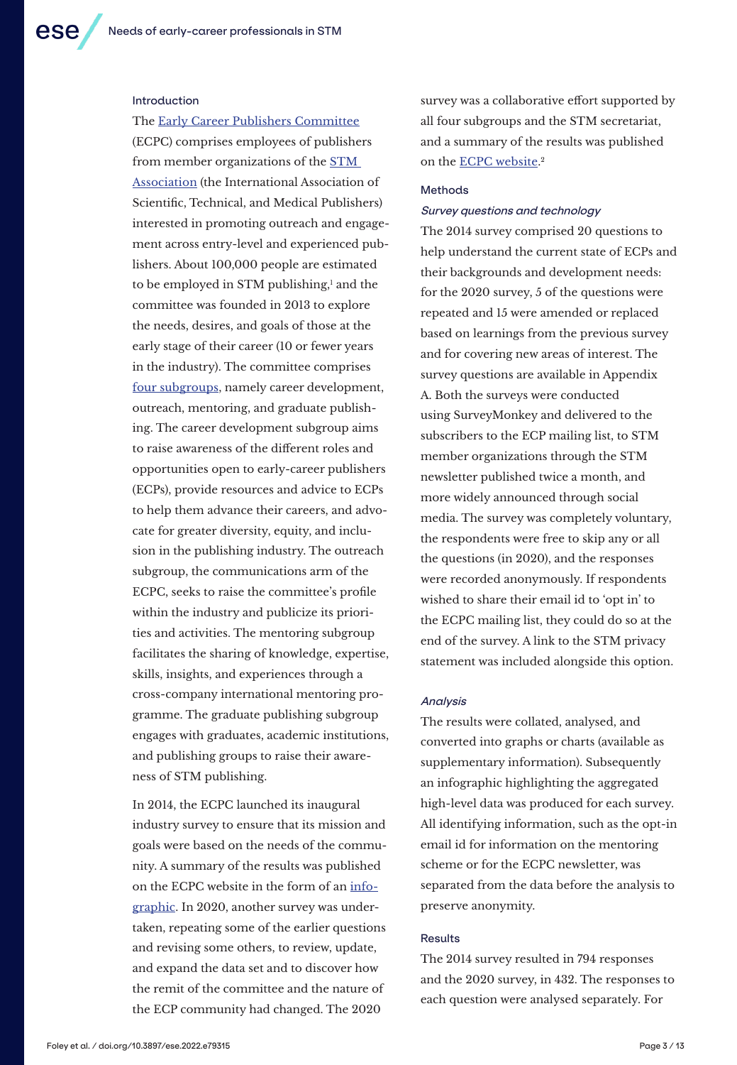## Introduction

The Early Career Publishers Committee (ECPC) comprises employees of publishers from member organizations of the STM Association (the International Association of Scientific, Technical, and Medical Publishers) interested in promoting outreach and engagement across entry-level and experienced publishers. About 100,000 people are estimated to be employed in STM publishing,[1] and the committee was founded in 2013 to explore the needs, desires, and goals of those at the early stage of their career (10 or fewer years in the industry). The committee comprises four subgroups, namely career development, outreach, mentoring, and graduate publishing. The career development subgroup aims to raise awareness of the different roles and opportunities open to early-career publishers (ECPs), provide resources and advice to ECPs to help them advance their careers, and advocate for greater diversity, equity, and inclusion in the publishing industry. The outreach subgroup, the communications arm of the ECPC, seeks to raise the committee's profile within the industry and publicize its priorities and activities. The mentoring subgroup facilitates the sharing of knowledge, expertise, skills, insights, and experiences through a cross-company international mentoring programme. The graduate publishing subgroup engages with graduates, academic institutions, and publishing groups to raise their awareness of STM publishing.

In 2014, the ECPC launched its inaugural industry survey to ensure that its mission and goals were based on the needs of the community. A summary of the results was published on the ECPC website in the form of an infographic. In 2020, another survey was undertaken, repeating some of the earlier questions and revising some others, to review, update, and expand the data set and to discover how the remit of the committee and the nature of the ECP community had changed. The 2020 survey was a collaborative effort supported by all four subgroups and the STM secretariat, and a summary of the results was published on the ECPC website.[2]

## Methods

### *Survey questions and technology*

The 2014 survey comprised 20 questions to help understand the current state of ECPs and their backgrounds and development needs: for the 2020 survey, 5 of the questions were repeated and 15 were amended or replaced based on learnings from the previous survey and for covering new areas of interest. The survey questions are available in Appendix A. Both the surveys were conducted using SurveyMonkey and delivered to the subscribers to the ECP mailing list, to STM member organizations through the STM newsletter published twice a month, and more widely announced through social media. The survey was completely voluntary, the respondents were free to skip any or all the questions (in 2020), and the responses were recorded anonymously. If respondents wished to share their email id to 'opt in' to the ECPC mailing list, they could do so at the end of the survey. A link to the STM privacy statement was included alongside this option.

### *Analysis*

The results were collated, analysed, and converted into graphs or charts (available as supplementary information). Subsequently an infographic highlighting the aggregated high-level data was produced for each survey. All identifying information, such as the opt-in email id for information on the mentoring scheme or for the ECPC newsletter, was separated from the data before the analysis to preserve anonymity.

## Results

The 2014 survey resulted in 794 responses and the 2020 survey, in 432. The responses to each question were analysed separately. For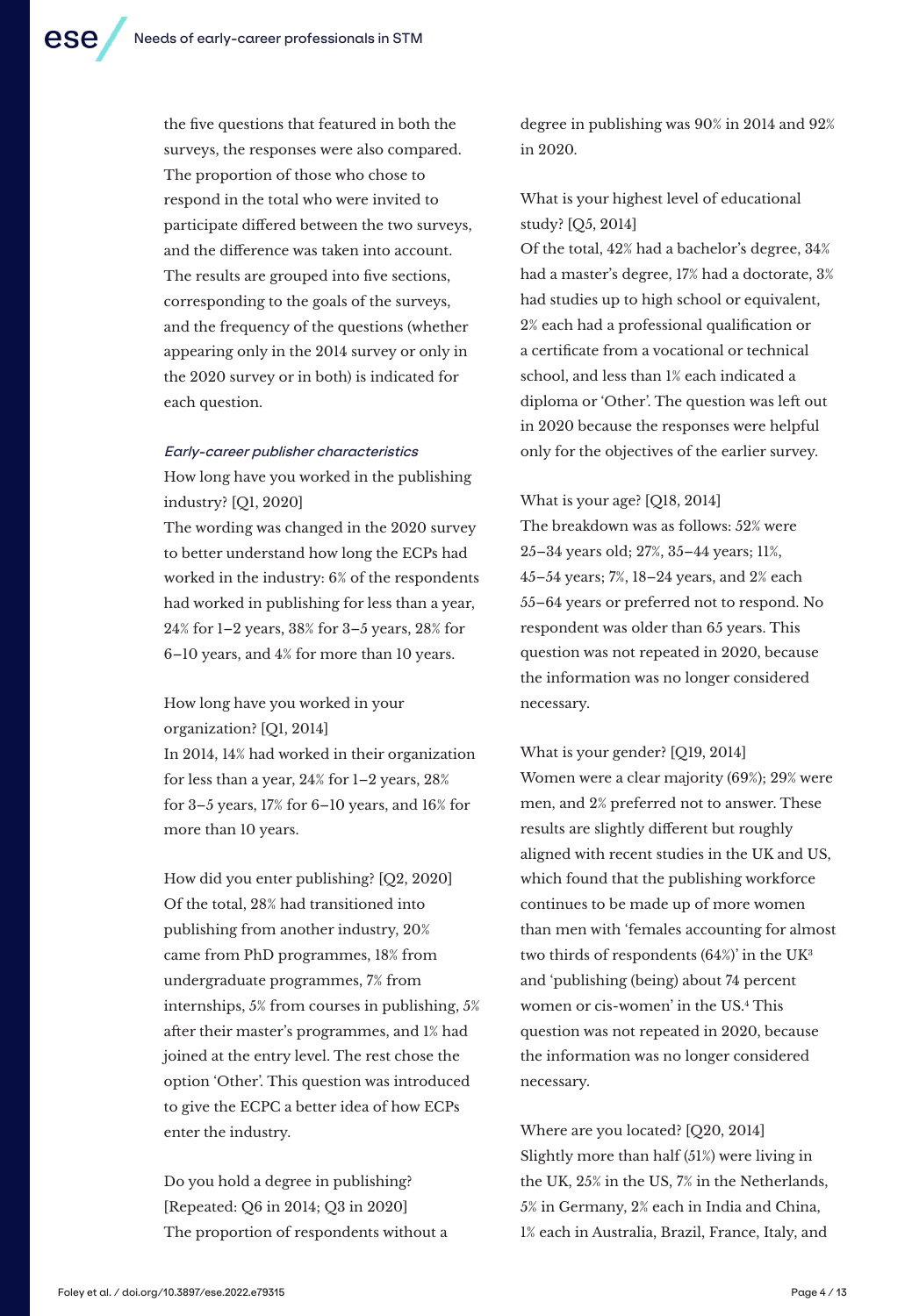the five questions that featured in both the surveys, the responses were also compared. The proportion of those who chose to respond in the total who were invited to participate differed between the two surveys, and the difference was taken into account. The results are grouped into five sections, corresponding to the goals of the surveys, and the frequency of the questions (whether appearing only in the 2014 survey or only in the 2020 survey or in both) is indicated for each question.

*Early-career publisher characteristics*

How long have you worked in the publishing industry? [Q1, 2020]
The wording was changed in the 2020 survey to better understand how long the ECPs had worked in the industry: 6% of the respondents had worked in publishing for less than a year, 24% for 1–2 years, 38% for 3–5 years, 28% for 6–10 years, and 4% for more than 10 years.

How long have you worked in your organization? [Q1, 2014]
In 2014, 14% had worked in their organization for less than a year, 24% for 1–2 years, 28% for 3–5 years, 17% for 6–10 years, and 16% for more than 10 years.

How did you enter publishing? [Q2, 2020]
Of the total, 28% had transitioned into publishing from another industry, 20% came from PhD programmes, 18% from undergraduate programmes, 7% from internships, 5% from courses in publishing, 5% after their master's programmes, and 1% had joined at the entry level. The rest chose the option 'Other'. This question was introduced to give the ECPC a better idea of how ECPs enter the industry.

Do you hold a degree in publishing? [Repeated: Q6 in 2014; Q3 in 2020]
The proportion of respondents without a degree in publishing was 90% in 2014 and 92% in 2020.

What is your highest level of educational study? [Q5, 2014]
Of the total, 42% had a bachelor's degree, 34% had a master's degree, 17% had a doctorate, 3% had studies up to high school or equivalent, 2% each had a professional qualification or a certificate from a vocational or technical school, and less than 1% each indicated a diploma or 'Other'. The question was left out in 2020 because the responses were helpful only for the objectives of the earlier survey.

What is your age? [Q18, 2014]
The breakdown was as follows: 52% were 25–34 years old; 27%, 35–44 years; 11%, 45–54 years; 7%, 18–24 years, and 2% each 55–64 years or preferred not to respond. No respondent was older than 65 years. This question was not repeated in 2020, because the information was no longer considered necessary.

What is your gender? [Q19, 2014]
Women were a clear majority (69%); 29% were men, and 2% preferred not to answer. These results are slightly different but roughly aligned with recent studies in the UK and US, which found that the publishing workforce continues to be made up of more women than men with 'females accounting for almost two thirds of respondents (64%)' in the UK[3] and 'publishing (being) about 74 percent women or cis-women' in the US.[4] This question was not repeated in 2020, because the information was no longer considered necessary.

Where are you located? [Q20, 2014]
Slightly more than half (51%) were living in the UK, 25% in the US, 7% in the Netherlands, 5% in Germany, 2% each in India and China, 1% each in Australia, Brazil, France, Italy, and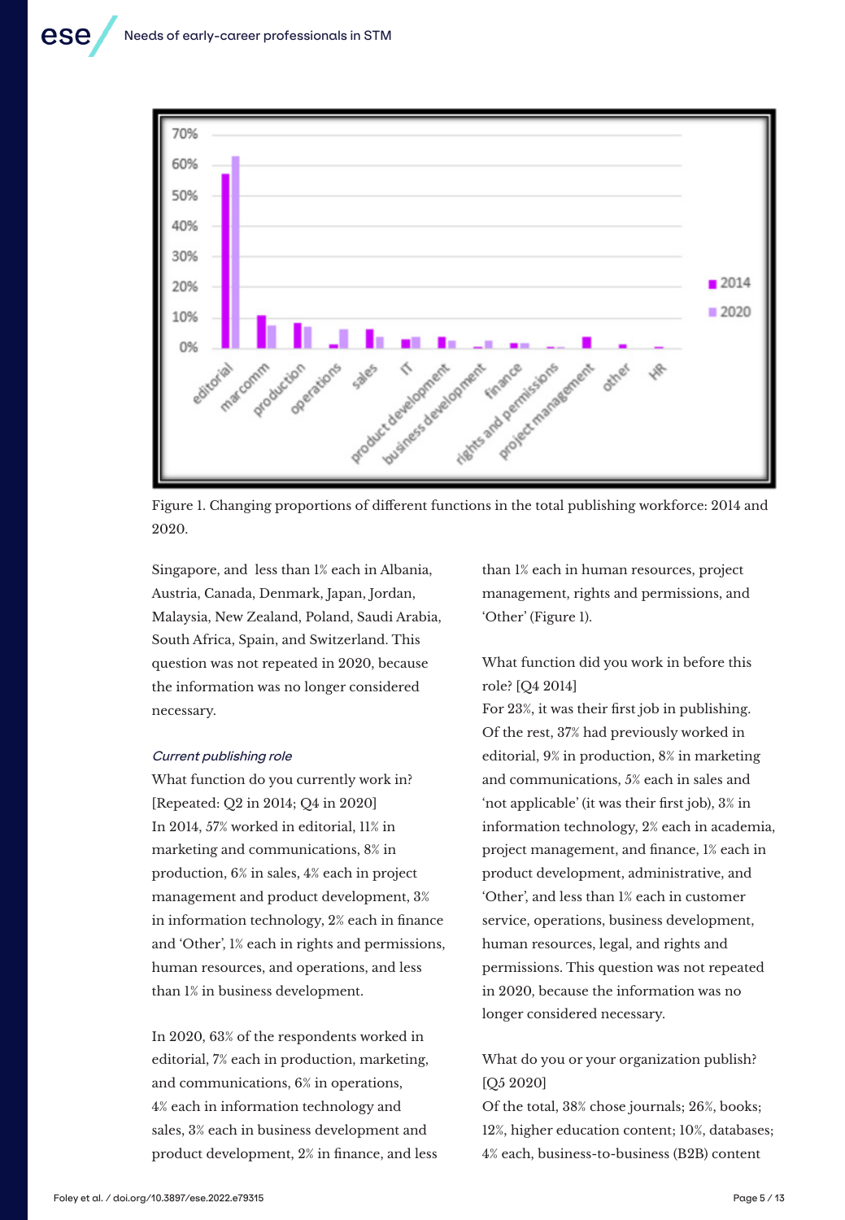Figure 1. Changing proportions of different functions in the total publishing workforce: 2014 and 2020.

Singapore, and less than 1% each in Albania, Austria, Canada, Denmark, Japan, Jordan, Malaysia, New Zealand, Poland, Saudi Arabia, South Africa, Spain, and Switzerland. This question was not repeated in 2020, because the information was no longer considered necessary.

*Current publishing role*

What function do you currently work in? [Repeated: Q2 in 2014; Q4 in 2020]
In 2014, 57% worked in editorial, 11% in marketing and communications, 8% in production, 6% in sales, 4% each in project management and product development, 3% in information technology, 2% each in finance and 'Other', 1% each in rights and permissions, human resources, and operations, and less than 1% in business development.

In 2020, 63% of the respondents worked in editorial, 7% each in production, marketing, and communications, 6% in operations, 4% each in information technology and sales, 3% each in business development and product development, 2% in finance, and less than 1% each in human resources, project management, rights and permissions, and 'Other' (Figure 1).

What function did you work in before this role? [Q4 2014]
For 23%, it was their first job in publishing. Of the rest, 37% had previously worked in editorial, 9% in production, 8% in marketing and communications, 5% each in sales and 'not applicable' (it was their first job), 3% in information technology, 2% each in academia, project management, and finance, 1% each in product development, administrative, and 'Other', and less than 1% each in customer service, operations, business development, human resources, legal, and rights and permissions. This question was not repeated in 2020, because the information was no longer considered necessary.

What do you or your organization publish? [Q5 2020]
Of the total, 38% chose journals; 26%, books; 12%, higher education content; 10%, databases; 4% each, business-to-business (B2B) content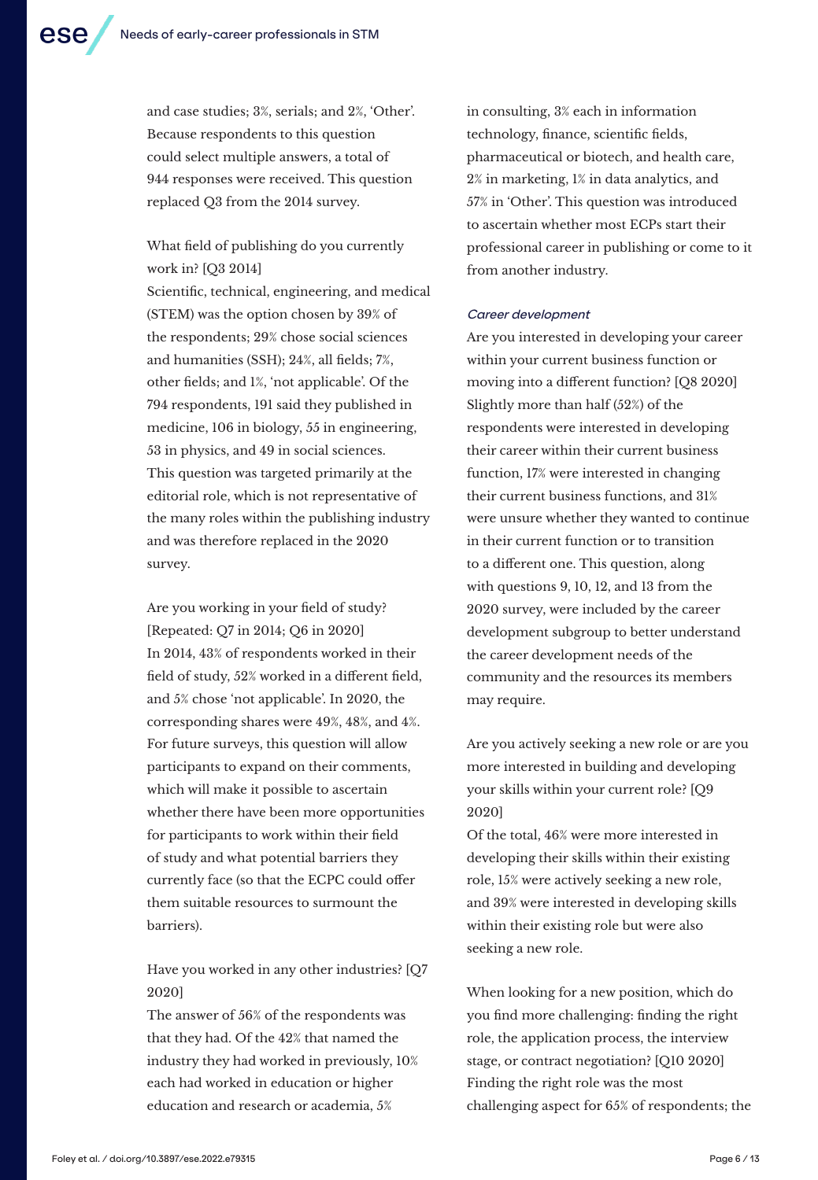and case studies; 3%, serials; and 2%, 'Other'. Because respondents to this question could select multiple answers, a total of 944 responses were received. This question replaced Q3 from the 2014 survey.

What field of publishing do you currently work in? [Q3 2014]

Scientific, technical, engineering, and medical (STEM) was the option chosen by 39% of the respondents; 29% chose social sciences and humanities (SSH); 24%, all fields; 7%, other fields; and 1%, 'not applicable'. Of the 794 respondents, 191 said they published in medicine, 106 in biology, 55 in engineering, 53 in physics, and 49 in social sciences. This question was targeted primarily at the editorial role, which is not representative of the many roles within the publishing industry and was therefore replaced in the 2020 survey.

Are you working in your field of study? [Repeated: Q7 in 2014; Q6 in 2020]

In 2014, 43% of respondents worked in their field of study, 52% worked in a different field, and 5% chose 'not applicable'. In 2020, the corresponding shares were 49%, 48%, and 4%. For future surveys, this question will allow participants to expand on their comments, which will make it possible to ascertain whether there have been more opportunities for participants to work within their field of study and what potential barriers they currently face (so that the ECPC could offer them suitable resources to surmount the barriers).

Have you worked in any other industries? [Q7 2020]

The answer of 56% of the respondents was that they had. Of the 42% that named the industry they had worked in previously, 10% each had worked in education or higher education and research or academia, 5% in consulting, 3% each in information technology, finance, scientific fields, pharmaceutical or biotech, and health care, 2% in marketing, 1% in data analytics, and 57% in 'Other'. This question was introduced to ascertain whether most ECPs start their professional career in publishing or come to it from another industry.

*Career development*

Are you interested in developing your career within your current business function or moving into a different function? [Q8 2020]

Slightly more than half (52%) of the respondents were interested in developing their career within their current business function, 17% were interested in changing their current business functions, and 31% were unsure whether they wanted to continue in their current function or to transition to a different one. This question, along with questions 9, 10, 12, and 13 from the 2020 survey, were included by the career development subgroup to better understand the career development needs of the community and the resources its members may require.

Are you actively seeking a new role or are you more interested in building and developing your skills within your current role? [Q9 2020]

Of the total, 46% were more interested in developing their skills within their existing role, 15% were actively seeking a new role, and 39% were interested in developing skills within their existing role but were also seeking a new role.

When looking for a new position, which do you find more challenging: finding the right role, the application process, the interview stage, or contract negotiation? [Q10 2020]

Finding the right role was the most challenging aspect for 65% of respondents; the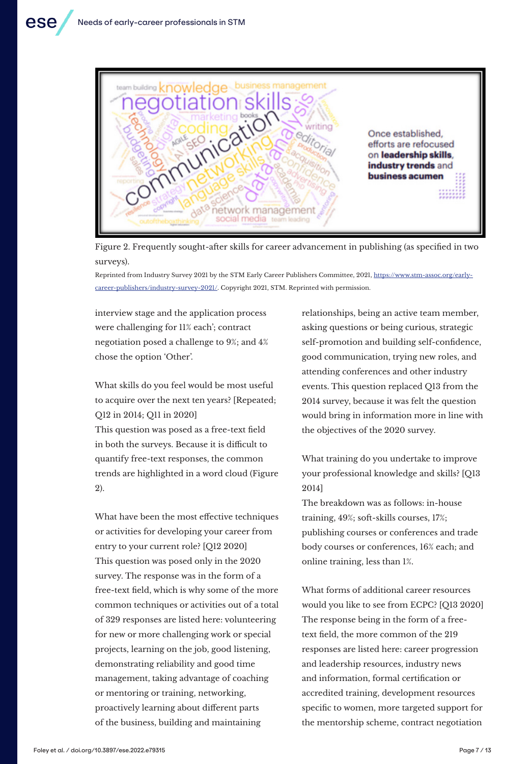Figure 2. Frequently sought-after skills for career advancement in publishing (as specified in two surveys).

Reprinted from Industry Survey 2021 by the STM Early Career Publishers Committee, 2021, https://www.stm-assoc.org/early-career-publishers/industry-survey-2021/. Copyright 2021, STM. Reprinted with permission.

interview stage and the application process were challenging for 11% each'; contract negotiation posed a challenge to 9%; and 4% chose the option 'Other'.

What skills do you feel would be most useful to acquire over the next ten years? [Repeated; Q12 in 2014; Q11 in 2020]
This question was posed as a free-text field in both the surveys. Because it is difficult to quantify free-text responses, the common trends are highlighted in a word cloud (Figure 2).

What have been the most effective techniques or activities for developing your career from entry to your current role? [Q12 2020]
This question was posed only in the 2020 survey. The response was in the form of a free-text field, which is why some of the more common techniques or activities out of a total of 329 responses are listed here: volunteering for new or more challenging work or special projects, learning on the job, good listening, demonstrating reliability and good time management, taking advantage of coaching or mentoring or training, networking, proactively learning about different parts of the business, building and maintaining relationships, being an active team member, asking questions or being curious, strategic self-promotion and building self-confidence, good communication, trying new roles, and attending conferences and other industry events. This question replaced Q13 from the 2014 survey, because it was felt the question would bring in information more in line with the objectives of the 2020 survey.

What training do you undertake to improve your professional knowledge and skills? [Q13 2014]
The breakdown was as follows: in-house training, 49%; soft-skills courses, 17%; publishing courses or conferences and trade body courses or conferences, 16% each; and online training, less than 1%.

What forms of additional career resources would you like to see from ECPC? [Q13 2020]
The response being in the form of a free-text field, the more common of the 219 responses are listed here: career progression and leadership resources, industry news and information, formal certification or accredited training, development resources specific to women, more targeted support for the mentorship scheme, contract negotiation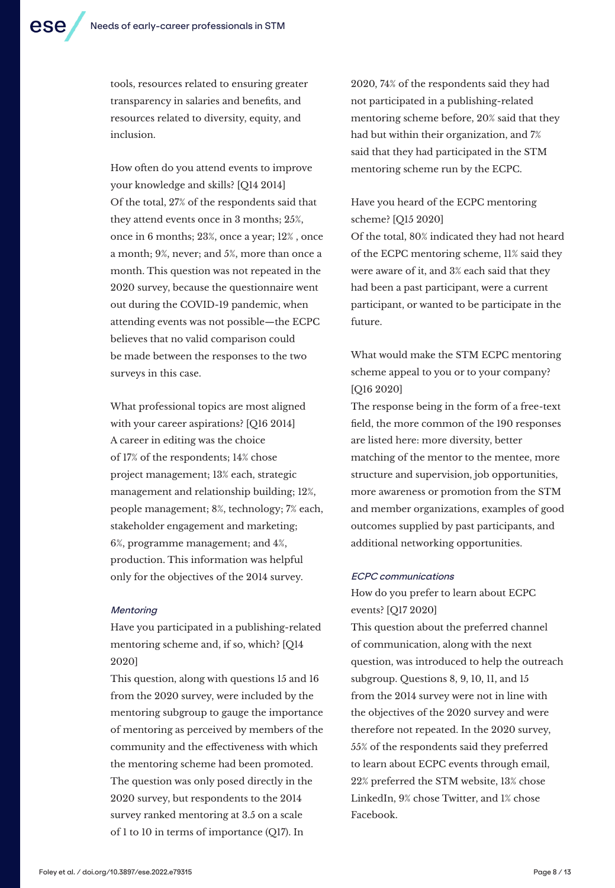tools, resources related to ensuring greater transparency in salaries and benefits, and resources related to diversity, equity, and inclusion.

How often do you attend events to improve your knowledge and skills? [Q14 2014]
Of the total, 27% of the respondents said that they attend events once in 3 months; 25%, once in 6 months; 23%, once a year; 12% , once a month; 9%, never; and 5%, more than once a month. This question was not repeated in the 2020 survey, because the questionnaire went out during the COVID-19 pandemic, when attending events was not possible—the ECPC believes that no valid comparison could be made between the responses to the two surveys in this case.

What professional topics are most aligned with your career aspirations? [Q16 2014]
A career in editing was the choice of 17% of the respondents; 14% chose project management; 13% each, strategic management and relationship building; 12%, people management; 8%, technology; 7% each, stakeholder engagement and marketing; 6%, programme management; and 4%, production. This information was helpful only for the objectives of the 2014 survey.

#### *Mentoring*

Have you participated in a publishing-related mentoring scheme and, if so, which? [Q14 2020]
This question, along with questions 15 and 16 from the 2020 survey, were included by the mentoring subgroup to gauge the importance of mentoring as perceived by members of the community and the effectiveness with which the mentoring scheme had been promoted. The question was only posed directly in the 2020 survey, but respondents to the 2014 survey ranked mentoring at 3.5 on a scale of 1 to 10 in terms of importance (Q17). In 2020, 74% of the respondents said they had not participated in a publishing-related mentoring scheme before, 20% said that they had but within their organization, and 7% said that they had participated in the STM mentoring scheme run by the ECPC.

Have you heard of the ECPC mentoring scheme? [Q15 2020]
Of the total, 80% indicated they had not heard of the ECPC mentoring scheme, 11% said they were aware of it, and 3% each said that they had been a past participant, were a current participant, or wanted to be participate in the future.

What would make the STM ECPC mentoring scheme appeal to you or to your company? [Q16 2020]
The response being in the form of a free-text field, the more common of the 190 responses are listed here: more diversity, better matching of the mentor to the mentee, more structure and supervision, job opportunities, more awareness or promotion from the STM and member organizations, examples of good outcomes supplied by past participants, and additional networking opportunities.

#### *ECPC communications*

How do you prefer to learn about ECPC events? [Q17 2020]
This question about the preferred channel of communication, along with the next question, was introduced to help the outreach subgroup. Questions 8, 9, 10, 11, and 15 from the 2014 survey were not in line with the objectives of the 2020 survey and were therefore not repeated. In the 2020 survey, 55% of the respondents said they preferred to learn about ECPC events through email, 22% preferred the STM website, 13% chose LinkedIn, 9% chose Twitter, and 1% chose Facebook.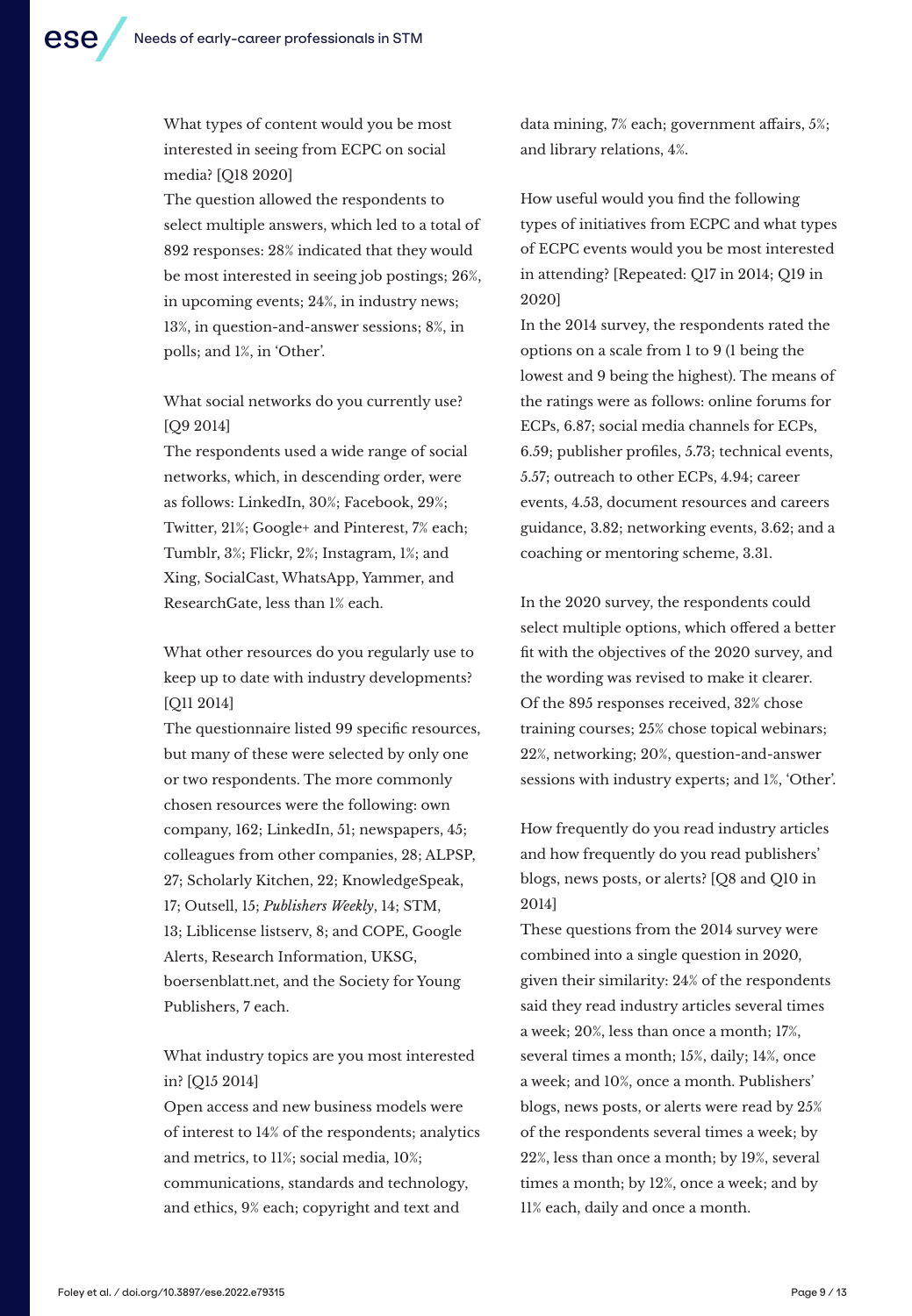What types of content would you be most interested in seeing from ECPC on social media? [Q18 2020]

The question allowed the respondents to select multiple answers, which led to a total of 892 responses: 28% indicated that they would be most interested in seeing job postings; 26%, in upcoming events; 24%, in industry news; 13%, in question-and-answer sessions; 8%, in polls; and 1%, in 'Other'.

What social networks do you currently use? [Q9 2014]

The respondents used a wide range of social networks, which, in descending order, were as follows: LinkedIn, 30%; Facebook, 29%; Twitter, 21%; Google+ and Pinterest, 7% each; Tumblr, 3%; Flickr, 2%; Instagram, 1%; and Xing, SocialCast, WhatsApp, Yammer, and ResearchGate, less than 1% each.

What other resources do you regularly use to keep up to date with industry developments? [Q11 2014]

The questionnaire listed 99 specific resources, but many of these were selected by only one or two respondents. The more commonly chosen resources were the following: own company, 162; LinkedIn, 51; newspapers, 45; colleagues from other companies, 28; ALPSP, 27; Scholarly Kitchen, 22; KnowledgeSpeak, 17; Outsell, 15; *Publishers Weekly*, 14; STM, 13; Liblicense listserv, 8; and COPE, Google Alerts, Research Information, UKSG, boersenblatt.net, and the Society for Young Publishers, 7 each.

What industry topics are you most interested in? [Q15 2014]

Open access and new business models were of interest to 14% of the respondents; analytics and metrics, to 11%; social media, 10%; communications, standards and technology, and ethics, 9% each; copyright and text and data mining, 7% each; government affairs, 5%; and library relations, 4%.

How useful would you find the following types of initiatives from ECPC and what types of ECPC events would you be most interested in attending? [Repeated: Q17 in 2014; Q19 in 2020]

In the 2014 survey, the respondents rated the options on a scale from 1 to 9 (1 being the lowest and 9 being the highest). The means of the ratings were as follows: online forums for ECPs, 6.87; social media channels for ECPs, 6.59; publisher profiles, 5.73; technical events, 5.57; outreach to other ECPs, 4.94; career events, 4.53, document resources and careers guidance, 3.82; networking events, 3.62; and a coaching or mentoring scheme, 3.31.

In the 2020 survey, the respondents could select multiple options, which offered a better fit with the objectives of the 2020 survey, and the wording was revised to make it clearer. Of the 895 responses received, 32% chose training courses; 25% chose topical webinars; 22%, networking; 20%, question-and-answer sessions with industry experts; and 1%, 'Other'.

How frequently do you read industry articles and how frequently do you read publishers' blogs, news posts, or alerts? [Q8 and Q10 in 2014]

These questions from the 2014 survey were combined into a single question in 2020, given their similarity: 24% of the respondents said they read industry articles several times a week; 20%, less than once a month; 17%, several times a month; 15%, daily; 14%, once a week; and 10%, once a month. Publishers' blogs, news posts, or alerts were read by 25% of the respondents several times a week; by 22%, less than once a month; by 19%, several times a month; by 12%, once a week; and by 11% each, daily and once a month.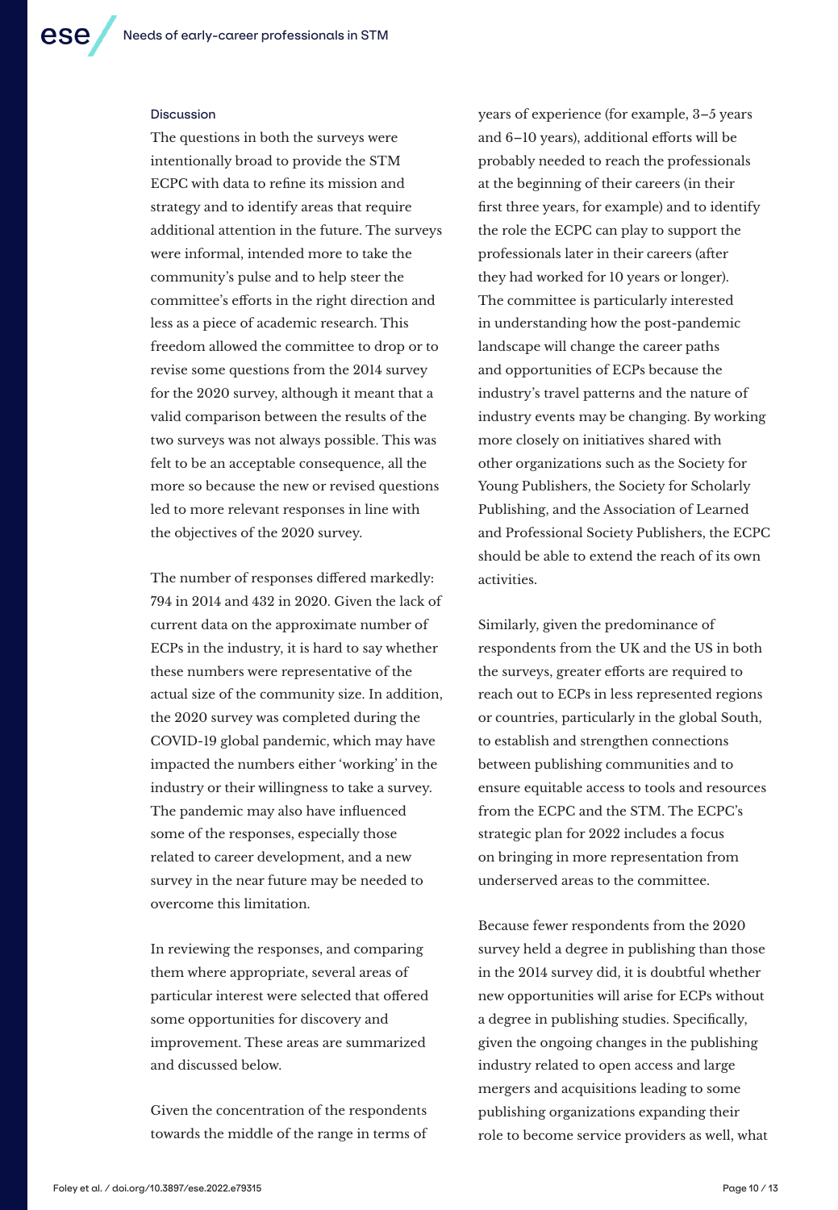### Discussion

The questions in both the surveys were intentionally broad to provide the STM ECPC with data to refine its mission and strategy and to identify areas that require additional attention in the future. The surveys were informal, intended more to take the community's pulse and to help steer the committee's efforts in the right direction and less as a piece of academic research. This freedom allowed the committee to drop or to revise some questions from the 2014 survey for the 2020 survey, although it meant that a valid comparison between the results of the two surveys was not always possible. This was felt to be an acceptable consequence, all the more so because the new or revised questions led to more relevant responses in line with the objectives of the 2020 survey.

The number of responses differed markedly: 794 in 2014 and 432 in 2020. Given the lack of current data on the approximate number of ECPs in the industry, it is hard to say whether these numbers were representative of the actual size of the community size. In addition, the 2020 survey was completed during the COVID-19 global pandemic, which may have impacted the numbers either 'working' in the industry or their willingness to take a survey. The pandemic may also have influenced some of the responses, especially those related to career development, and a new survey in the near future may be needed to overcome this limitation.

In reviewing the responses, and comparing them where appropriate, several areas of particular interest were selected that offered some opportunities for discovery and improvement. These areas are summarized and discussed below.

Given the concentration of the respondents towards the middle of the range in terms of years of experience (for example, 3–5 years and 6–10 years), additional efforts will be probably needed to reach the professionals at the beginning of their careers (in their first three years, for example) and to identify the role the ECPC can play to support the professionals later in their careers (after they had worked for 10 years or longer). The committee is particularly interested in understanding how the post-pandemic landscape will change the career paths and opportunities of ECPs because the industry's travel patterns and the nature of industry events may be changing. By working more closely on initiatives shared with other organizations such as the Society for Young Publishers, the Society for Scholarly Publishing, and the Association of Learned and Professional Society Publishers, the ECPC should be able to extend the reach of its own activities.

Similarly, given the predominance of respondents from the UK and the US in both the surveys, greater efforts are required to reach out to ECPs in less represented regions or countries, particularly in the global South, to establish and strengthen connections between publishing communities and to ensure equitable access to tools and resources from the ECPC and the STM. The ECPC's strategic plan for 2022 includes a focus on bringing in more representation from underserved areas to the committee.

Because fewer respondents from the 2020 survey held a degree in publishing than those in the 2014 survey did, it is doubtful whether new opportunities will arise for ECPs without a degree in publishing studies. Specifically, given the ongoing changes in the publishing industry related to open access and large mergers and acquisitions leading to some publishing organizations expanding their role to become service providers as well, what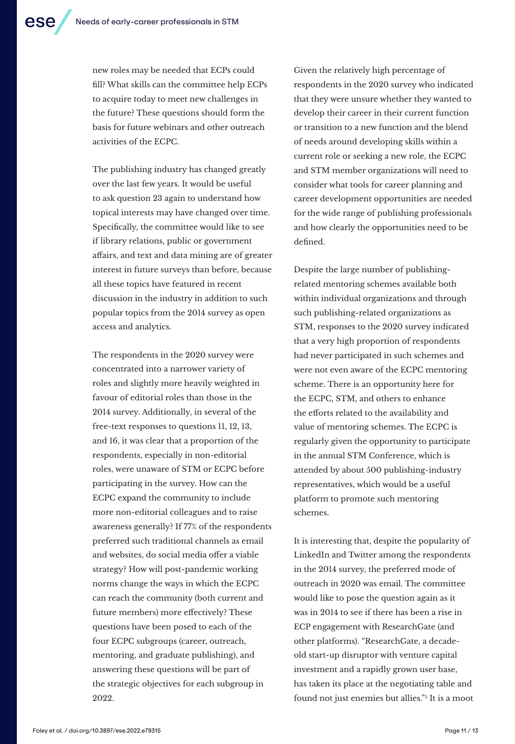new roles may be needed that ECPs could fill? What skills can the committee help ECPs to acquire today to meet new challenges in the future? These questions should form the basis for future webinars and other outreach activities of the ECPC.

The publishing industry has changed greatly over the last few years. It would be useful to ask question 23 again to understand how topical interests may have changed over time. Specifically, the committee would like to see if library relations, public or government affairs, and text and data mining are of greater interest in future surveys than before, because all these topics have featured in recent discussion in the industry in addition to such popular topics from the 2014 survey as open access and analytics.

The respondents in the 2020 survey were concentrated into a narrower variety of roles and slightly more heavily weighted in favour of editorial roles than those in the 2014 survey. Additionally, in several of the free-text responses to questions 11, 12, 13, and 16, it was clear that a proportion of the respondents, especially in non-editorial roles, were unaware of STM or ECPC before participating in the survey. How can the ECPC expand the community to include more non-editorial colleagues and to raise awareness generally? If 77% of the respondents preferred such traditional channels as email and websites, do social media offer a viable strategy? How will post-pandemic working norms change the ways in which the ECPC can reach the community (both current and future members) more effectively? These questions have been posed to each of the four ECPC subgroups (career, outreach, mentoring, and graduate publishing), and answering these questions will be part of the strategic objectives for each subgroup in 2022.

Given the relatively high percentage of respondents in the 2020 survey who indicated that they were unsure whether they wanted to develop their career in their current function or transition to a new function and the blend of needs around developing skills within a current role or seeking a new role, the ECPC and STM member organizations will need to consider what tools for career planning and career development opportunities are needed for the wide range of publishing professionals and how clearly the opportunities need to be defined.

Despite the large number of publishing-related mentoring schemes available both within individual organizations and through such publishing-related organizations as STM, responses to the 2020 survey indicated that a very high proportion of respondents had never participated in such schemes and were not even aware of the ECPC mentoring scheme. There is an opportunity here for the ECPC, STM, and others to enhance the efforts related to the availability and value of mentoring schemes. The ECPC is regularly given the opportunity to participate in the annual STM Conference, which is attended by about 500 publishing-industry representatives, which would be a useful platform to promote such mentoring schemes.

It is interesting that, despite the popularity of LinkedIn and Twitter among the respondents in the 2014 survey, the preferred mode of outreach in 2020 was email. The committee would like to pose the question again as it was in 2014 to see if there has been a rise in ECP engagement with ResearchGate (and other platforms). "ResearchGate, a decade-old start-up disruptor with venture capital investment and a rapidly grown user base, has taken its place at the negotiating table and found not just enemies but allies."[5] It is a moot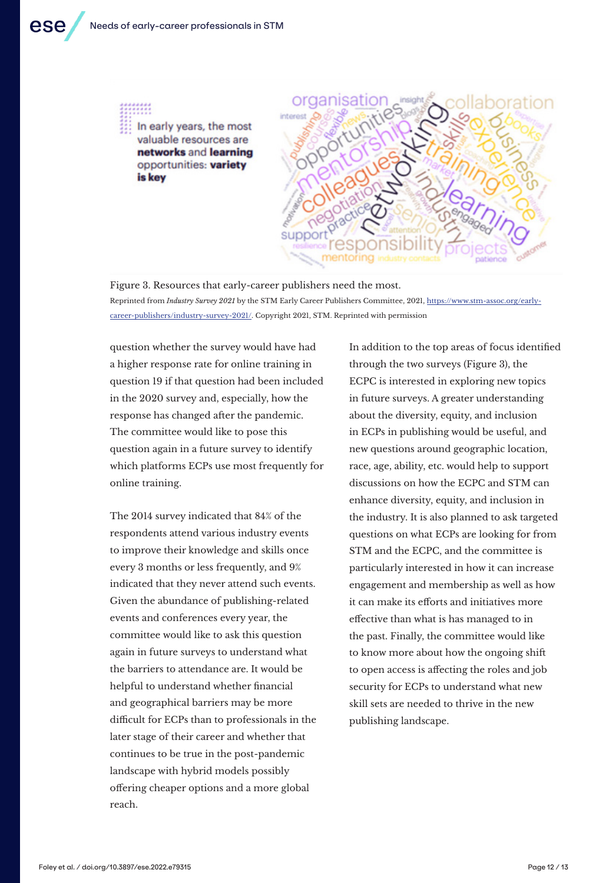In early years, the most valuable resources are **networks** and **learning** opportunities: **variety is key**

Figure 3. Resources that early-career publishers need the most.

Reprinted from *Industry Survey 2021* by the STM Early Career Publishers Committee, 2021, https://www.stm-assoc.org/early-career-publishers/industry-survey-2021/. Copyright 2021, STM. Reprinted with permission

question whether the survey would have had a higher response rate for online training in question 19 if that question had been included in the 2020 survey and, especially, how the response has changed after the pandemic. The committee would like to pose this question again in a future survey to identify which platforms ECPs use most frequently for online training.

The 2014 survey indicated that 84% of the respondents attend various industry events to improve their knowledge and skills once every 3 months or less frequently, and 9% indicated that they never attend such events. Given the abundance of publishing-related events and conferences every year, the committee would like to ask this question again in future surveys to understand what the barriers to attendance are. It would be helpful to understand whether financial and geographical barriers may be more difficult for ECPs than to professionals in the later stage of their career and whether that continues to be true in the post-pandemic landscape with hybrid models possibly offering cheaper options and a more global reach.

In addition to the top areas of focus identified through the two surveys (Figure 3), the ECPC is interested in exploring new topics in future surveys. A greater understanding about the diversity, equity, and inclusion in ECPs in publishing would be useful, and new questions around geographic location, race, age, ability, etc. would help to support discussions on how the ECPC and STM can enhance diversity, equity, and inclusion in the industry. It is also planned to ask targeted questions on what ECPs are looking for from STM and the ECPC, and the committee is particularly interested in how it can increase engagement and membership as well as how it can make its efforts and initiatives more effective than what is has managed to in the past. Finally, the committee would like to know more about how the ongoing shift to open access is affecting the roles and job security for ECPs to understand what new skill sets are needed to thrive in the new publishing landscape.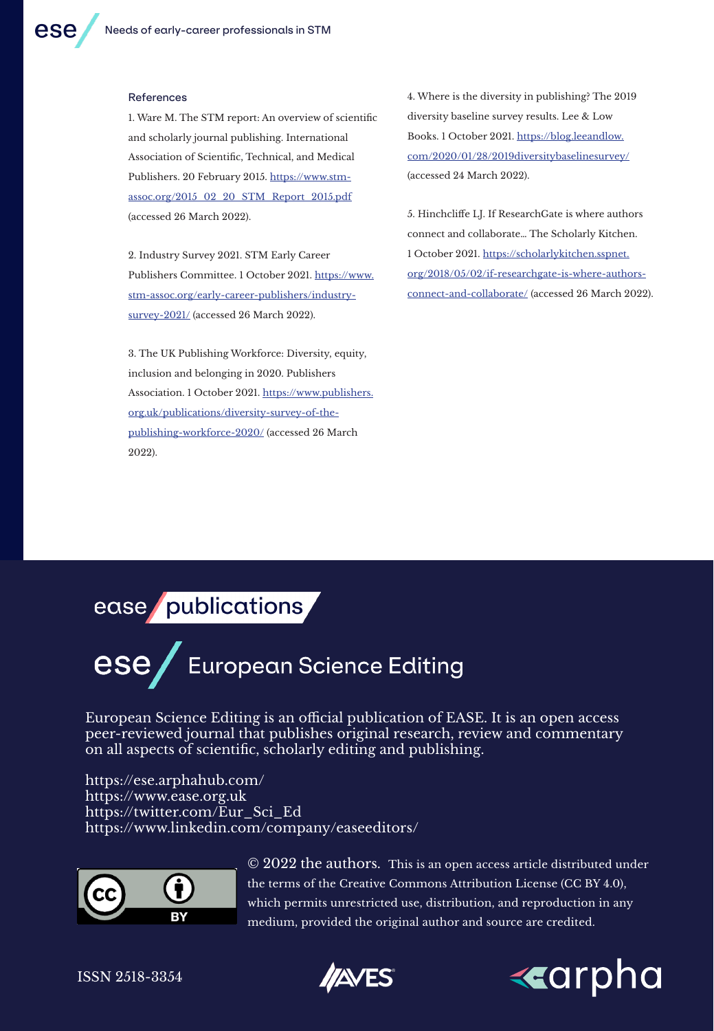### References

1. Ware M. The STM report: An overview of scientific and scholarly journal publishing. International Association of Scientific, Technical, and Medical Publishers. 20 February 2015. https://www.stm-assoc.org/2015_02_20_STM_Report_2015.pdf (accessed 26 March 2022).

2. Industry Survey 2021. STM Early Career Publishers Committee. 1 October 2021. https://www.stm-assoc.org/early-career-publishers/industry-survey-2021/ (accessed 26 March 2022).

3. The UK Publishing Workforce: Diversity, equity, inclusion and belonging in 2020. Publishers Association. 1 October 2021. https://www.publishers.org.uk/publications/diversity-survey-of-the-publishing-workforce-2020/ (accessed 26 March 2022).

4. Where is the diversity in publishing? The 2019 diversity baseline survey results. Lee & Low Books. 1 October 2021. https://blog.leeandlow.com/2020/01/28/2019diversitybaselinesurvey/ (accessed 24 March 2022).

5. Hinchcliffe LJ. If ResearchGate is where authors connect and collaborate… The Scholarly Kitchen. 1 October 2021. https://scholarlykitchen.sspnet.org/2018/05/02/if-researchgate-is-where-authors-connect-and-collaborate/ (accessed 26 March 2022).

ease publications

ese European Science Editing

European Science Editing is an official publication of EASE. It is an open access peer-reviewed journal that publishes original research, review and commentary on all aspects of scientific, scholarly editing and publishing.

https://ese.arphahub.com/
https://www.ease.org.uk
https://twitter.com/Eur_Sci_Ed
https://www.linkedin.com/company/easeeditors/

© 2022 the authors. This is an open access article distributed under the terms of the Creative Commons Attribution License (CC BY 4.0), which permits unrestricted use, distribution, and reproduction in any medium, provided the original author and source are credited.

ISSN 2518-3354